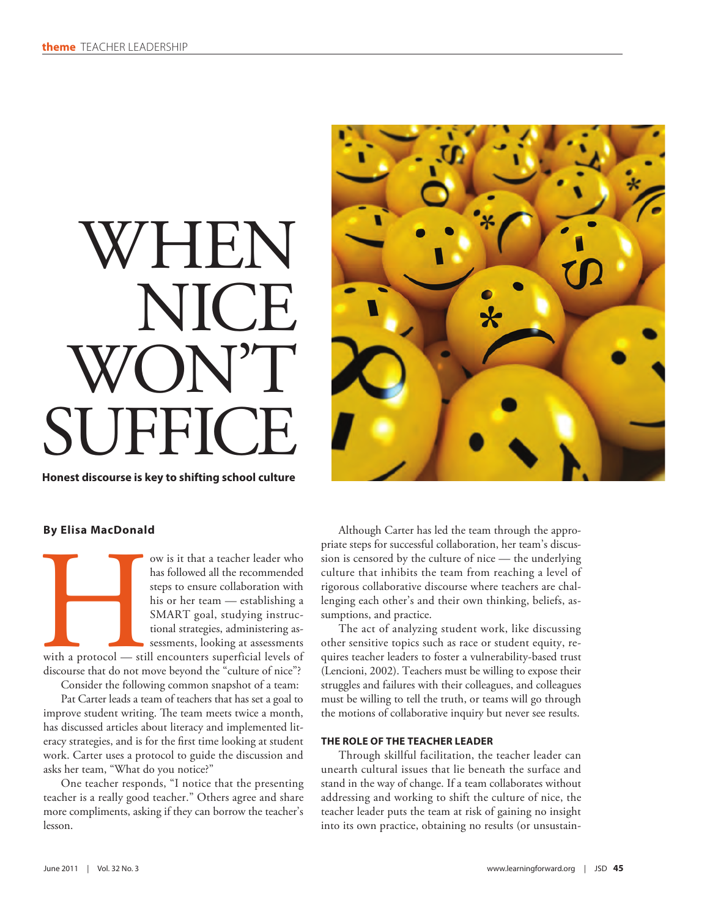# WHEN NICE WON'T SUFFICE

**Honest discourse is key to shifting school culture**

**By Elisa MacDonald**

How is it that a teacher leader who has followed all the recommended steps to ensure collaboration with his or her team — establishing a SMART goal, studying instructional strategies, administering assessments, looking at assessments with a protocol — still encounters superficial levels of discourse that do not move beyond the "culture of nice"?

Consider the following common snapshot of a team:

Pat Carter leads a team of teachers that has set a goal to improve student writing. The team meets twice a month, has discussed articles about literacy and implemented literacy strategies, and is for the first time looking at student work. Carter uses a protocol to guide the discussion and asks her team, "What do you notice?"

One teacher responds, "I notice that the presenting teacher is a really good teacher." Others agree and share more compliments, asking if they can borrow the teacher's lesson.

Although Carter has led the team through the appropriate steps for successful collaboration, her team's discussion is censored by the culture of nice — the underlying culture that inhibits the team from reaching a level of rigorous collaborative discourse where teachers are challenging each other's and their own thinking, beliefs, assumptions, and practice.

The act of analyzing student work, like discussing other sensitive topics such as race or student equity, requires teacher leaders to foster a vulnerability-based trust (Lencioni, 2002). Teachers must be willing to expose their struggles and failures with their colleagues, and colleagues must be willing to tell the truth, or teams will go through the motions of collaborative inquiry but never see results.

### THE ROLE OF THE TEACHER LEADER

Through skillful facilitation, the teacher leader can unearth cultural issues that lie beneath the surface and stand in the way of change. If a team collaborates without addressing and working to shift the culture of nice, the teacher leader puts the team at risk of gaining no insight into its own practice, obtaining no results (or unsustain-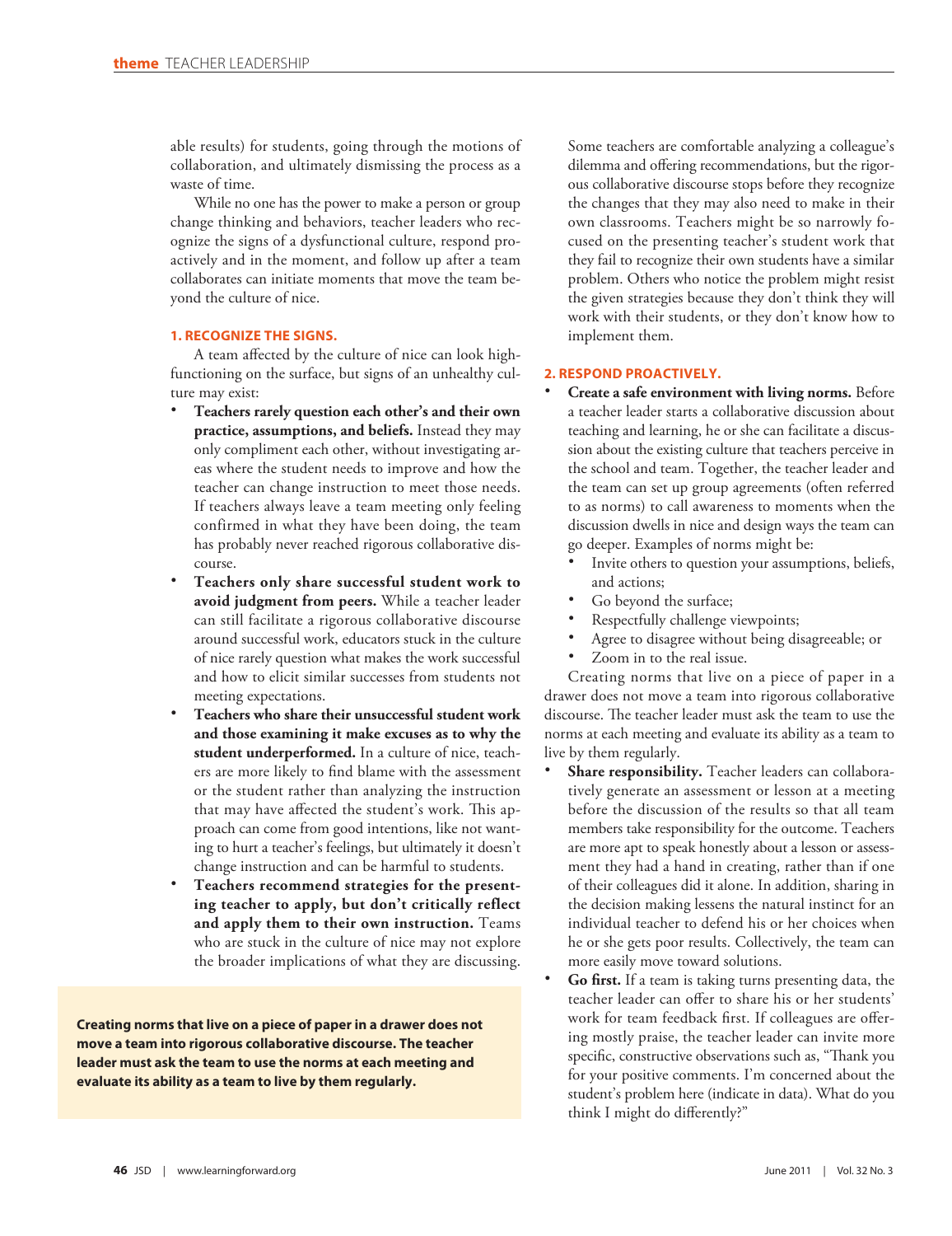able results) for students, going through the motions of collaboration, and ultimately dismissing the process as a waste of time.

While no one has the power to make a person or group change thinking and behaviors, teacher leaders who recognize the signs of a dysfunctional culture, respond proactively and in the moment, and follow up after a team collaborates can initiate moments that move the team beyond the culture of nice.

### 1. RECOGNIZE THE SIGNS.

A team affected by the culture of nice can look high-functioning on the surface, but signs of an unhealthy culture may exist:

- **Teachers rarely question each other's and their own practice, assumptions, and beliefs.** Instead they may only compliment each other, without investigating areas where the student needs to improve and how the teacher can change instruction to meet those needs. If teachers always leave a team meeting only feeling confirmed in what they have been doing, the team has probably never reached rigorous collaborative discourse.
- **Teachers only share successful student work to avoid judgment from peers.** While a teacher leader can still facilitate a rigorous collaborative discourse around successful work, educators stuck in the culture of nice rarely question what makes the work successful and how to elicit similar successes from students not meeting expectations.
- **Teachers who share their unsuccessful student work and those examining it make excuses as to why the student underperformed.** In a culture of nice, teachers are more likely to find blame with the assessment or the student rather than analyzing the instruction that may have affected the student's work. This approach can come from good intentions, like not wanting to hurt a teacher's feelings, but ultimately it doesn't change instruction and can be harmful to students.
- **Teachers recommend strategies for the presenting teacher to apply, but don't critically reflect and apply them to their own instruction.** Teams who are stuck in the culture of nice may not explore the broader implications of what they are discussing. Some teachers are comfortable analyzing a colleague's dilemma and offering recommendations, but the rigorous collaborative discourse stops before they recognize the changes that they may also need to make in their own classrooms. Teachers might be so narrowly focused on the presenting teacher's student work that they fail to recognize their own students have a similar problem. Others who notice the problem might resist the given strategies because they don't think they will work with their students, or they don't know how to implement them.

**Creating norms that live on a piece of paper in a drawer does not move a team into rigorous collaborative discourse. The teacher leader must ask the team to use the norms at each meeting and evaluate its ability as a team to live by them regularly.**

### 2. RESPOND PROACTIVELY.

- **Create a safe environment with living norms.** Before a teacher leader starts a collaborative discussion about teaching and learning, he or she can facilitate a discussion about the existing culture that teachers perceive in the school and team. Together, the teacher leader and the team can set up group agreements (often referred to as norms) to call awareness to moments when the discussion dwells in nice and design ways the team can go deeper. Examples of norms might be:
  - Invite others to question your assumptions, beliefs, and actions;
  - Go beyond the surface;
  - Respectfully challenge viewpoints;
  - Agree to disagree without being disagreeable; or
  - Zoom in to the real issue.

  Creating norms that live on a piece of paper in a drawer does not move a team into rigorous collaborative discourse. The teacher leader must ask the team to use the norms at each meeting and evaluate its ability as a team to live by them regularly.
- **Share responsibility.** Teacher leaders can collaboratively generate an assessment or lesson at a meeting before the discussion of the results so that all team members take responsibility for the outcome. Teachers are more apt to speak honestly about a lesson or assessment they had a hand in creating, rather than if one of their colleagues did it alone. In addition, sharing in the decision making lessens the natural instinct for an individual teacher to defend his or her choices when he or she gets poor results. Collectively, the team can more easily move toward solutions.
- **Go first.** If a team is taking turns presenting data, the teacher leader can offer to share his or her students' work for team feedback first. If colleagues are offering mostly praise, the teacher leader can invite more specific, constructive observations such as, "Thank you for your positive comments. I'm concerned about the student's problem here (indicate in data). What do you think I might do differently?"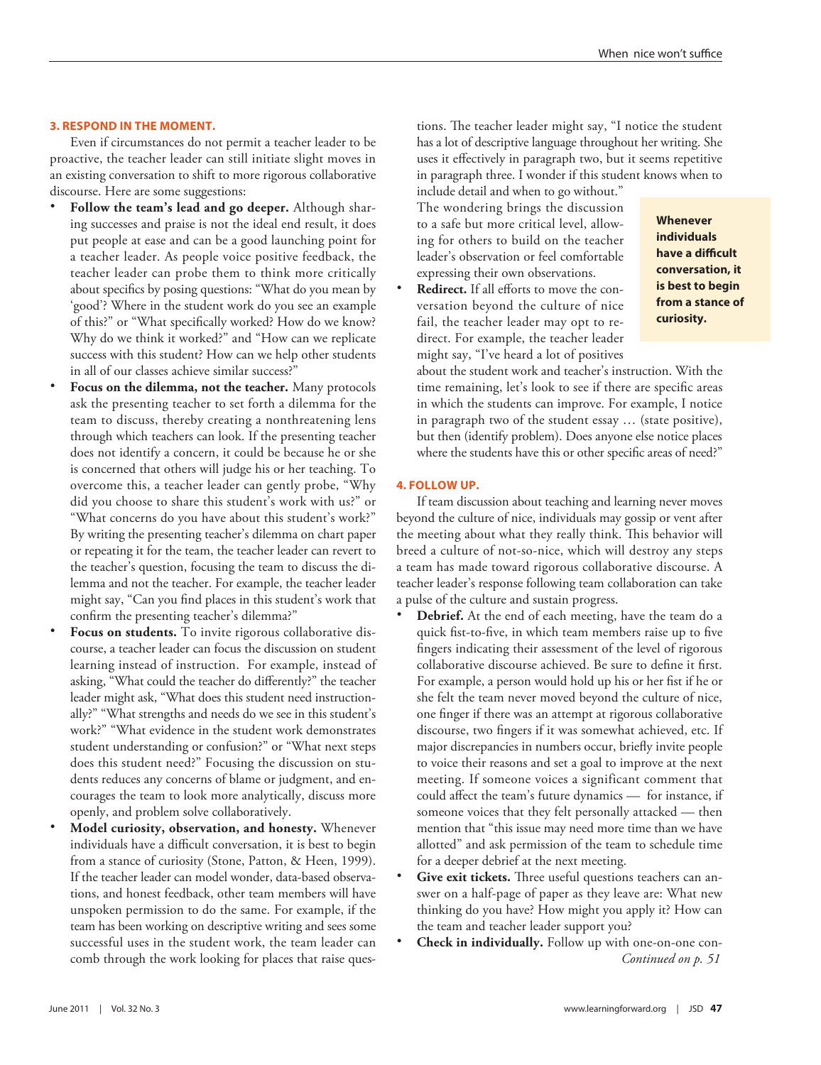### 3. RESPOND IN THE MOMENT.

Even if circumstances do not permit a teacher leader to be proactive, the teacher leader can still initiate slight moves in an existing conversation to shift to more rigorous collaborative discourse. Here are some suggestions:

- **Follow the team's lead and go deeper.** Although sharing successes and praise is not the ideal end result, it does put people at ease and can be a good launching point for a teacher leader. As people voice positive feedback, the teacher leader can probe them to think more critically about specifics by posing questions: "What do you mean by 'good'? Where in the student work do you see an example of this?" or "What specifically worked? How do we know? Why do we think it worked?" and "How can we replicate success with this student? How can we help other students in all of our classes achieve similar success?"
- **Focus on the dilemma, not the teacher.** Many protocols ask the presenting teacher to set forth a dilemma for the team to discuss, thereby creating a nonthreatening lens through which teachers can look. If the presenting teacher does not identify a concern, it could be because he or she is concerned that others will judge his or her teaching. To overcome this, a teacher leader can gently probe, "Why did you choose to share this student's work with us?" or "What concerns do you have about this student's work?" By writing the presenting teacher's dilemma on chart paper or repeating it for the team, the teacher leader can revert to the teacher's question, focusing the team to discuss the dilemma and not the teacher. For example, the teacher leader might say, "Can you find places in this student's work that confirm the presenting teacher's dilemma?"
- **Focus on students.** To invite rigorous collaborative discourse, a teacher leader can focus the discussion on student learning instead of instruction. For example, instead of asking, "What could the teacher do differently?" the teacher leader might ask, "What does this student need instructionally?" "What strengths and needs do we see in this student's work?" "What evidence in the student work demonstrates student understanding or confusion?" or "What next steps does this student need?" Focusing the discussion on students reduces any concerns of blame or judgment, and encourages the team to look more analytically, discuss more openly, and problem solve collaboratively.
- **Model curiosity, observation, and honesty.** Whenever individuals have a difficult conversation, it is best to begin from a stance of curiosity (Stone, Patton, & Heen, 1999). If the teacher leader can model wonder, data-based observations, and honest feedback, other team members will have unspoken permission to do the same. For example, if the team has been working on descriptive writing and sees some successful uses in the student work, the team leader can comb through the work looking for places that raise questions. The teacher leader might say, "I notice the student has a lot of descriptive language throughout her writing. She uses it effectively in paragraph two, but it seems repetitive in paragraph three. I wonder if this student knows when to include detail and when to go without." The wondering brings the discussion to a safe but more critical level, allowing for others to build on the teacher leader's observation or feel comfortable expressing their own observations.
- **Redirect.** If all efforts to move the conversation beyond the culture of nice fail, the teacher leader may opt to redirect. For example, the teacher leader might say, "I've heard a lot of positives about the student work and teacher's instruction. With the time remaining, let's look to see if there are specific areas in which the students can improve. For example, I notice in paragraph two of the student essay … (state positive), but then (identify problem). Does anyone else notice places where the students have this or other specific areas of need?"

**Whenever individuals have a difficult conversation, it is best to begin from a stance of curiosity.**

### 4. FOLLOW UP.

If team discussion about teaching and learning never moves beyond the culture of nice, individuals may gossip or vent after the meeting about what they really think. This behavior will breed a culture of not-so-nice, which will destroy any steps a team has made toward rigorous collaborative discourse. A teacher leader's response following team collaboration can take a pulse of the culture and sustain progress.

- **Debrief.** At the end of each meeting, have the team do a quick fist-to-five, in which team members raise up to five fingers indicating their assessment of the level of rigorous collaborative discourse achieved. Be sure to define it first. For example, a person would hold up his or her fist if he or she felt the team never moved beyond the culture of nice, one finger if there was an attempt at rigorous collaborative discourse, two fingers if it was somewhat achieved, etc. If major discrepancies in numbers occur, briefly invite people to voice their reasons and set a goal to improve at the next meeting. If someone voices a significant comment that could affect the team's future dynamics — for instance, if someone voices that they felt personally attacked — then mention that "this issue may need more time than we have allotted" and ask permission of the team to schedule time for a deeper debrief at the next meeting.
- **Give exit tickets.** Three useful questions teachers can answer on a half-page of paper as they leave are: What new thinking do you have? How might you apply it? How can the team and teacher leader support you?
- **Check in individually.** Follow up with one-on-one con-

*Continued on p. 51*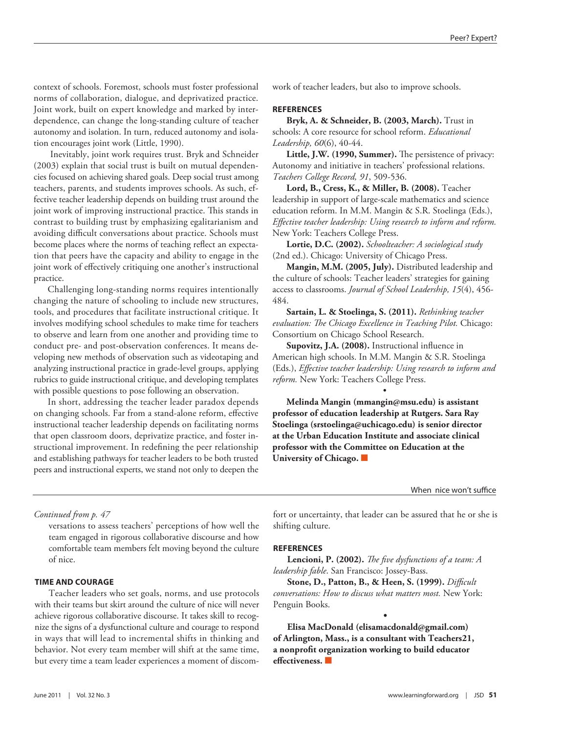context of schools. Foremost, schools must foster professional norms of collaboration, dialogue, and deprivatized practice. Joint work, built on expert knowledge and marked by interdependence, can change the long-standing culture of teacher autonomy and isolation. In turn, reduced autonomy and isolation encourages joint work (Little, 1990).

Inevitably, joint work requires trust. Bryk and Schneider (2003) explain that social trust is built on mutual dependencies focused on achieving shared goals. Deep social trust among teachers, parents, and students improves schools. As such, effective teacher leadership depends on building trust around the joint work of improving instructional practice. This stands in contrast to building trust by emphasizing egalitarianism and avoiding difficult conversations about practice. Schools must become places where the norms of teaching reflect an expectation that peers have the capacity and ability to engage in the joint work of effectively critiquing one another's instructional practice.

Challenging long-standing norms requires intentionally changing the nature of schooling to include new structures, tools, and procedures that facilitate instructional critique. It involves modifying school schedules to make time for teachers to observe and learn from one another and providing time to conduct pre- and post-observation conferences. It means developing new methods of observation such as videotaping and analyzing instructional practice in grade-level groups, applying rubrics to guide instructional critique, and developing templates with possible questions to pose following an observation.

In short, addressing the teacher leader paradox depends on changing schools. Far from a stand-alone reform, effective instructional teacher leadership depends on facilitating norms that open classroom doors, deprivatize practice, and foster instructional improvement. In redefining the peer relationship and establishing pathways for teacher leaders to be both trusted peers and instructional experts, we stand not only to deepen the work of teacher leaders, but also to improve schools.

## REFERENCES

**Bryk, A. & Schneider, B. (2003, March).** Trust in schools: A core resource for school reform. *Educational Leadership, 60*(6), 40-44.

**Little, J.W. (1990, Summer).** The persistence of privacy: Autonomy and initiative in teachers' professional relations. *Teachers College Record, 91*, 509-536.

**Lord, B., Cress, K., & Miller, B. (2008).** Teacher leadership in support of large-scale mathematics and science education reform. In M.M. Mangin & S.R. Stoelinga (Eds.), *Effective teacher leadership: Using research to inform and reform.* New York: Teachers College Press.

**Lortie, D.C. (2002).** *Schoolteacher: A sociological study* (2nd ed.). Chicago: University of Chicago Press.

**Mangin, M.M. (2005, July).** Distributed leadership and the culture of schools: Teacher leaders' strategies for gaining access to classrooms. *Journal of School Leadership, 15*(4), 456-484.

**Sartain, L. & Stoelinga, S. (2011).** *Rethinking teacher evaluation: The Chicago Excellence in Teaching Pilot.* Chicago: Consortium on Chicago School Research.

**Supovitz, J.A. (2008).** Instructional influence in American high schools. In M.M. Mangin & S.R. Stoelinga (Eds.), *Effective teacher leadership: Using research to inform and reform.* New York: Teachers College Press.

•

**Melinda Mangin (mmangin@msu.edu) is assistant professor of education leadership at Rutgers. Sara Ray Stoelinga (srstoelinga@uchicago.edu) is senior director at the Urban Education Institute and associate clinical professor with the Committee on Education at the University of Chicago.**

---

*Continued from p. 47*

versations to assess teachers' perceptions of how well the team engaged in rigorous collaborative discourse and how comfortable team members felt moving beyond the culture of nice.

## TIME AND COURAGE

Teacher leaders who set goals, norms, and use protocols with their teams but skirt around the culture of nice will never achieve rigorous collaborative discourse. It takes skill to recognize the signs of a dysfunctional culture and courage to respond in ways that will lead to incremental shifts in thinking and behavior. Not every team member will shift at the same time, but every time a team leader experiences a moment of discomfort or uncertainty, that leader can be assured that he or she is shifting culture.

## REFERENCES

**Lencioni, P. (2002).** *The five dysfunctions of a team: A leadership fable.* San Francisco: Jossey-Bass.

**Stone, D., Patton, B., & Heen, S. (1999).** *Difficult conversations: How to discuss what matters most.* New York: Penguin Books.

•

**Elisa MacDonald (elisamacdonald@gmail.com) of Arlington, Mass., is a consultant with Teachers21, a nonprofit organization working to build educator effectiveness.**